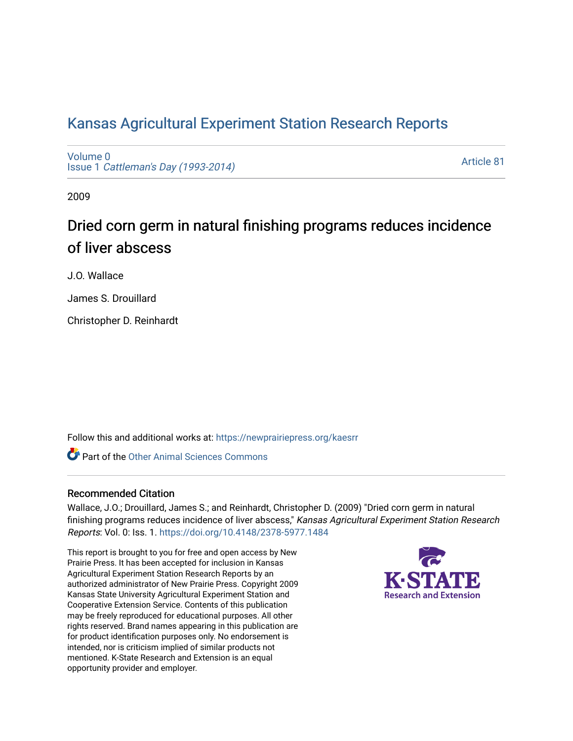# Kansas Agricultural Experiment Station Research Reports

Volume 0
Issue 1 *Cattleman's Day (1993-2014)*

Article 81

2009

## Dried corn germ in natural finishing programs reduces incidence of liver abscess

J.O. Wallace

James S. Drouillard

Christopher D. Reinhardt

Follow this and additional works at: https://newprairiepress.org/kaesrr

Part of the Other Animal Sciences Commons

### Recommended Citation

Wallace, J.O.; Drouillard, James S.; and Reinhardt, Christopher D. (2009) "Dried corn germ in natural finishing programs reduces incidence of liver abscess," *Kansas Agricultural Experiment Station Research Reports*: Vol. 0: Iss. 1. https://doi.org/10.4148/2378-5977.1484

This report is brought to you for free and open access by New Prairie Press. It has been accepted for inclusion in Kansas Agricultural Experiment Station Research Reports by an authorized administrator of New Prairie Press. Copyright 2009 Kansas State University Agricultural Experiment Station and Cooperative Extension Service. Contents of this publication may be freely reproduced for educational purposes. All other rights reserved. Brand names appearing in this publication are for product identification purposes only. No endorsement is intended, nor is criticism implied of similar products not mentioned. K-State Research and Extension is an equal opportunity provider and employer.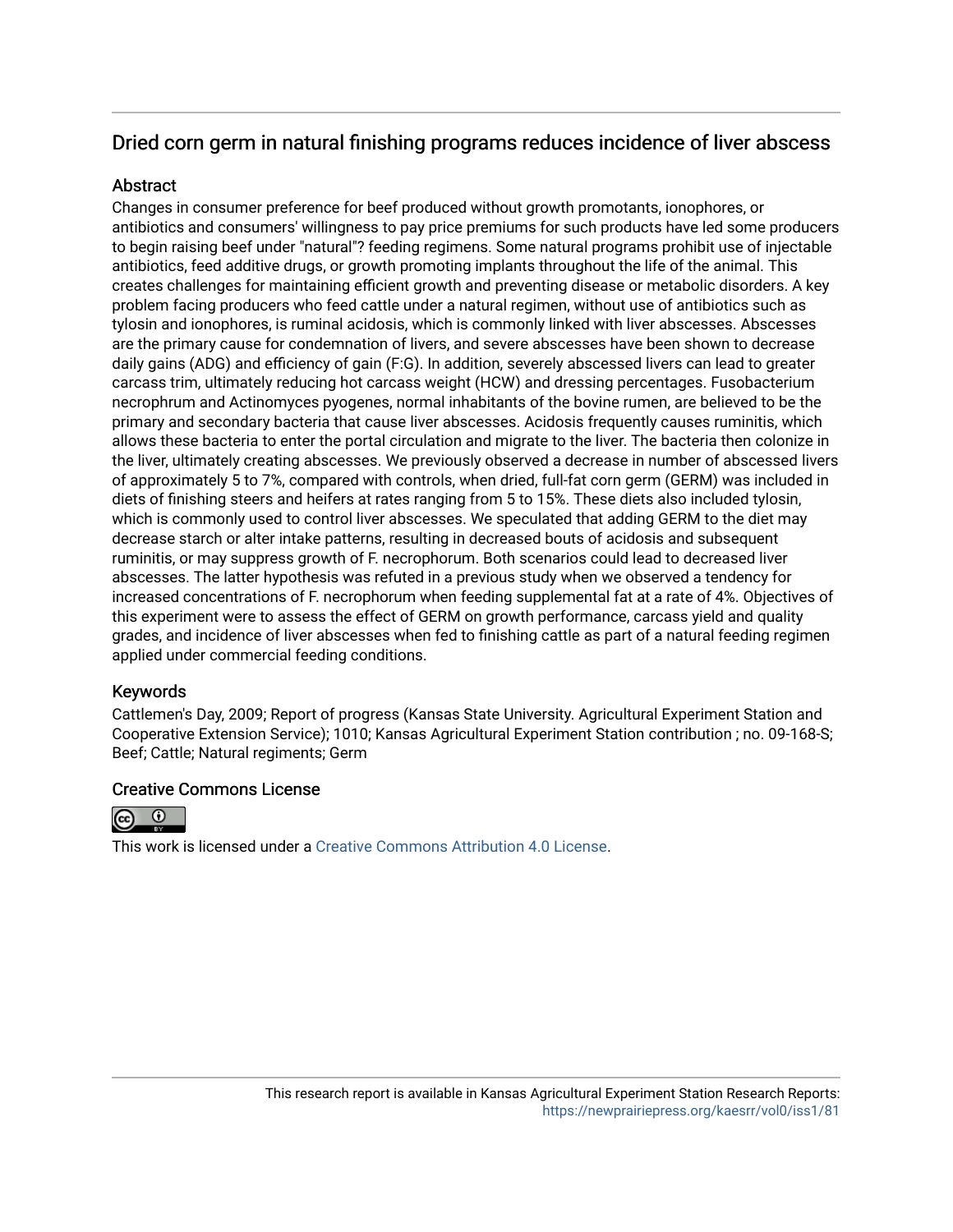## Dried corn germ in natural finishing programs reduces incidence of liver abscess

### Abstract

Changes in consumer preference for beef produced without growth promotants, ionophores, or antibiotics and consumers' willingness to pay price premiums for such products have led some producers to begin raising beef under "natural"? feeding regimens. Some natural programs prohibit use of injectable antibiotics, feed additive drugs, or growth promoting implants throughout the life of the animal. This creates challenges for maintaining efficient growth and preventing disease or metabolic disorders. A key problem facing producers who feed cattle under a natural regimen, without use of antibiotics such as tylosin and ionophores, is ruminal acidosis, which is commonly linked with liver abscesses. Abscesses are the primary cause for condemnation of livers, and severe abscesses have been shown to decrease daily gains (ADG) and efficiency of gain (F:G). In addition, severely abscessed livers can lead to greater carcass trim, ultimately reducing hot carcass weight (HCW) and dressing percentages. Fusobacterium necrophrum and Actinomyces pyogenes, normal inhabitants of the bovine rumen, are believed to be the primary and secondary bacteria that cause liver abscesses. Acidosis frequently causes ruminitis, which allows these bacteria to enter the portal circulation and migrate to the liver. The bacteria then colonize in the liver, ultimately creating abscesses. We previously observed a decrease in number of abscessed livers of approximately 5 to 7%, compared with controls, when dried, full-fat corn germ (GERM) was included in diets of finishing steers and heifers at rates ranging from 5 to 15%. These diets also included tylosin, which is commonly used to control liver abscesses. We speculated that adding GERM to the diet may decrease starch or alter intake patterns, resulting in decreased bouts of acidosis and subsequent ruminitis, or may suppress growth of F. necrophorum. Both scenarios could lead to decreased liver abscesses. The latter hypothesis was refuted in a previous study when we observed a tendency for increased concentrations of F. necrophorum when feeding supplemental fat at a rate of 4%. Objectives of this experiment were to assess the effect of GERM on growth performance, carcass yield and quality grades, and incidence of liver abscesses when fed to finishing cattle as part of a natural feeding regimen applied under commercial feeding conditions.

### Keywords

Cattlemen's Day, 2009; Report of progress (Kansas State University. Agricultural Experiment Station and Cooperative Extension Service); 1010; Kansas Agricultural Experiment Station contribution ; no. 09-168-S; Beef; Cattle; Natural regiments; Germ

### Creative Commons License

This work is licensed under a Creative Commons Attribution 4.0 License.

This research report is available in Kansas Agricultural Experiment Station Research Reports: https://newprairiepress.org/kaesrr/vol0/iss1/81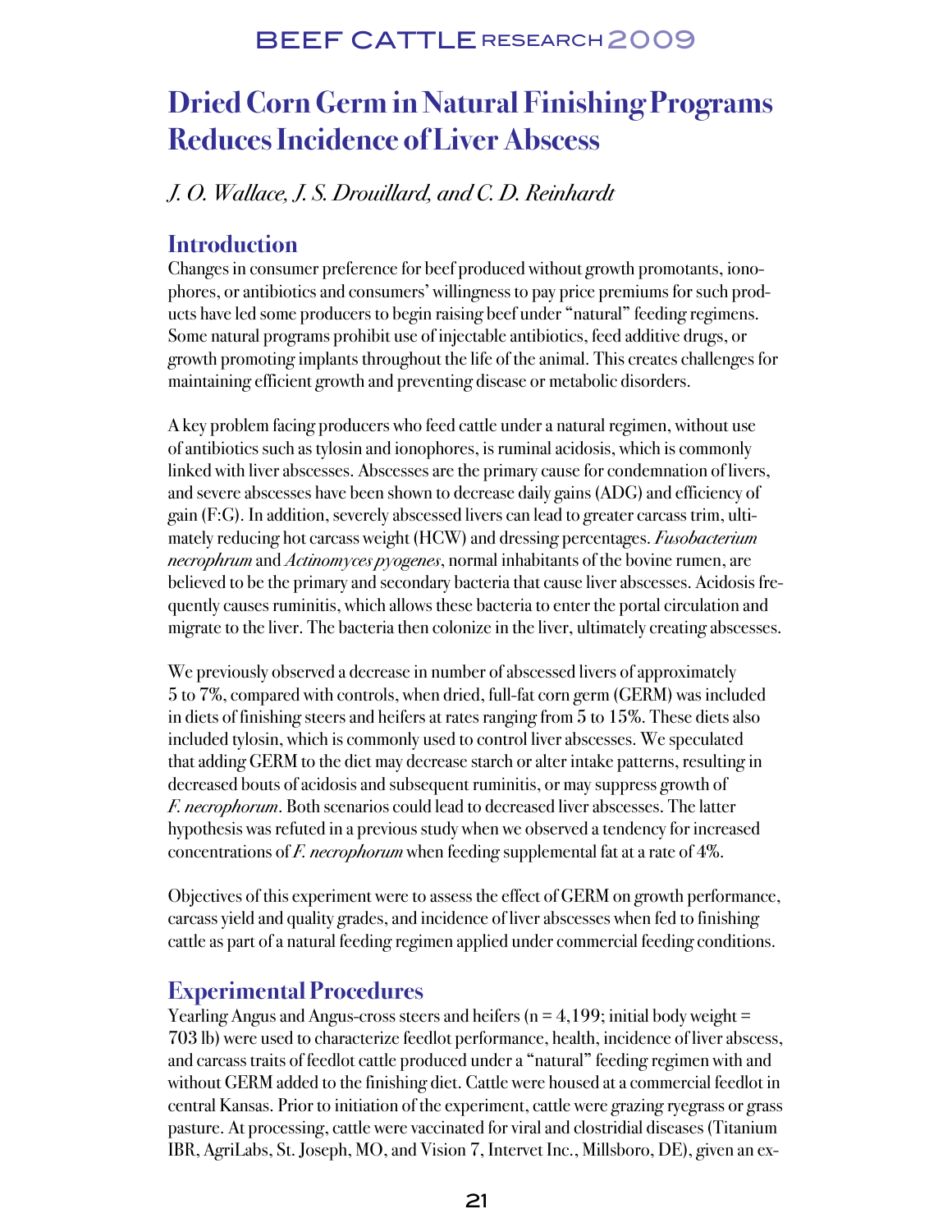# Dried Corn Germ in Natural Finishing Programs Reduces Incidence of Liver Abscess

*J. O. Wallace, J. S. Drouillard, and C. D. Reinhardt*

## Introduction

Changes in consumer preference for beef produced without growth promotants, ionophores, or antibiotics and consumers' willingness to pay price premiums for such products have led some producers to begin raising beef under "natural" feeding regimens. Some natural programs prohibit use of injectable antibiotics, feed additive drugs, or growth promoting implants throughout the life of the animal. This creates challenges for maintaining efficient growth and preventing disease or metabolic disorders.

A key problem facing producers who feed cattle under a natural regimen, without use of antibiotics such as tylosin and ionophores, is ruminal acidosis, which is commonly linked with liver abscesses. Abscesses are the primary cause for condemnation of livers, and severe abscesses have been shown to decrease daily gains (ADG) and efficiency of gain (F:G). In addition, severely abscessed livers can lead to greater carcass trim, ultimately reducing hot carcass weight (HCW) and dressing percentages. *Fusobacterium necrophrum* and *Actinomyces pyogenes*, normal inhabitants of the bovine rumen, are believed to be the primary and secondary bacteria that cause liver abscesses. Acidosis frequently causes ruminitis, which allows these bacteria to enter the portal circulation and migrate to the liver. The bacteria then colonize in the liver, ultimately creating abscesses.

We previously observed a decrease in number of abscessed livers of approximately 5 to 7%, compared with controls, when dried, full-fat corn germ (GERM) was included in diets of finishing steers and heifers at rates ranging from 5 to 15%. These diets also included tylosin, which is commonly used to control liver abscesses. We speculated that adding GERM to the diet may decrease starch or alter intake patterns, resulting in decreased bouts of acidosis and subsequent ruminitis, or may suppress growth of *F. necrophorum*. Both scenarios could lead to decreased liver abscesses. The latter hypothesis was refuted in a previous study when we observed a tendency for increased concentrations of *F. necrophorum* when feeding supplemental fat at a rate of 4%.

Objectives of this experiment were to assess the effect of GERM on growth performance, carcass yield and quality grades, and incidence of liver abscesses when fed to finishing cattle as part of a natural feeding regimen applied under commercial feeding conditions.

## Experimental Procedures

Yearling Angus and Angus-cross steers and heifers (n = 4,199; initial body weight = 703 lb) were used to characterize feedlot performance, health, incidence of liver abscess, and carcass traits of feedlot cattle produced under a "natural" feeding regimen with and without GERM added to the finishing diet. Cattle were housed at a commercial feedlot in central Kansas. Prior to initiation of the experiment, cattle were grazing ryegrass or grass pasture. At processing, cattle were vaccinated for viral and clostridial diseases (Titanium IBR, AgriLabs, St. Joseph, MO, and Vision 7, Intervet Inc., Millsboro, DE), given an ex-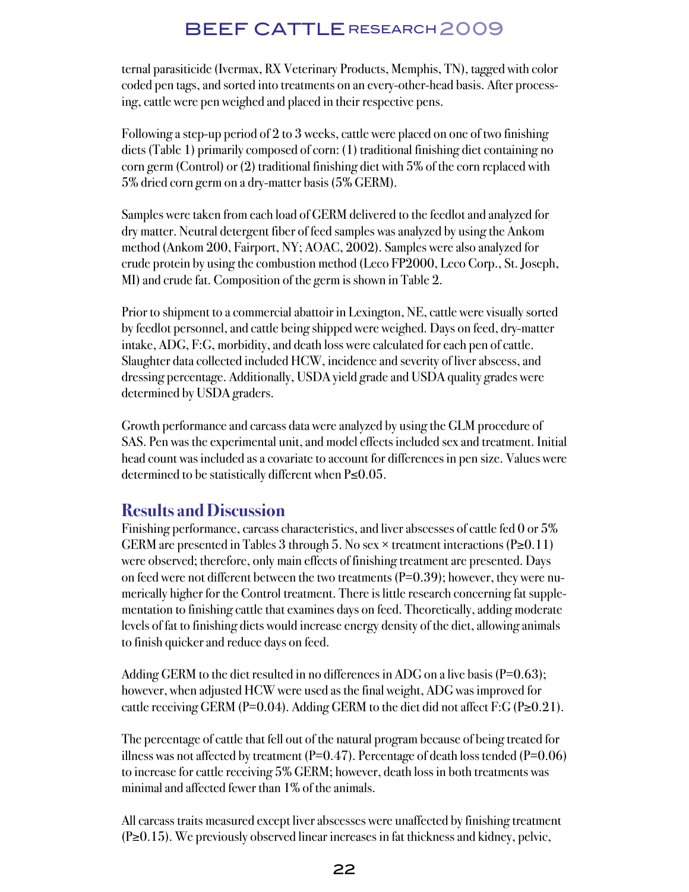ternal parasiticide (Ivermax, RX Veterinary Products, Memphis, TN), tagged with color coded pen tags, and sorted into treatments on an every-other-head basis. After processing, cattle were pen weighed and placed in their respective pens.

Following a step-up period of 2 to 3 weeks, cattle were placed on one of two finishing diets (Table 1) primarily composed of corn: (1) traditional finishing diet containing no corn germ (Control) or (2) traditional finishing diet with 5% of the corn replaced with 5% dried corn germ on a dry-matter basis (5% GERM).

Samples were taken from each load of GERM delivered to the feedlot and analyzed for dry matter. Neutral detergent fiber of feed samples was analyzed by using the Ankom method (Ankom 200, Fairport, NY; AOAC, 2002). Samples were also analyzed for crude protein by using the combustion method (Leco FP2000, Leco Corp., St. Joseph, MI) and crude fat. Composition of the germ is shown in Table 2.

Prior to shipment to a commercial abattoir in Lexington, NE, cattle were visually sorted by feedlot personnel, and cattle being shipped were weighed. Days on feed, dry-matter intake, ADG, F:G, morbidity, and death loss were calculated for each pen of cattle. Slaughter data collected included HCW, incidence and severity of liver abscess, and dressing percentage. Additionally, USDA yield grade and USDA quality grades were determined by USDA graders.

Growth performance and carcass data were analyzed by using the GLM procedure of SAS. Pen was the experimental unit, and model effects included sex and treatment. Initial head count was included as a covariate to account for differences in pen size. Values were determined to be statistically different when $P \leq 0.05$.

## Results and Discussion

Finishing performance, carcass characteristics, and liver abscesses of cattle fed 0 or 5% GERM are presented in Tables 3 through 5. No sex × treatment interactions ($P \geq 0.11$) were observed; therefore, only main effects of finishing treatment are presented. Days on feed were not different between the two treatments ($P = 0.39$); however, they were numerically higher for the Control treatment. There is little research concerning fat supplementation to finishing cattle that examines days on feed. Theoretically, adding moderate levels of fat to finishing diets would increase energy density of the diet, allowing animals to finish quicker and reduce days on feed.

Adding GERM to the diet resulted in no differences in ADG on a live basis ($P = 0.63$); however, when adjusted HCW were used as the final weight, ADG was improved for cattle receiving GERM ($P = 0.04$). Adding GERM to the diet did not affect F:G ($P \geq 0.21$).

The percentage of cattle that fell out of the natural program because of being treated for illness was not affected by treatment ($P = 0.47$). Percentage of death loss tended ($P = 0.06$) to increase for cattle receiving 5% GERM; however, death loss in both treatments was minimal and affected fewer than 1% of the animals.

All carcass traits measured except liver abscesses were unaffected by finishing treatment ($P \geq 0.15$). We previously observed linear increases in fat thickness and kidney, pelvic,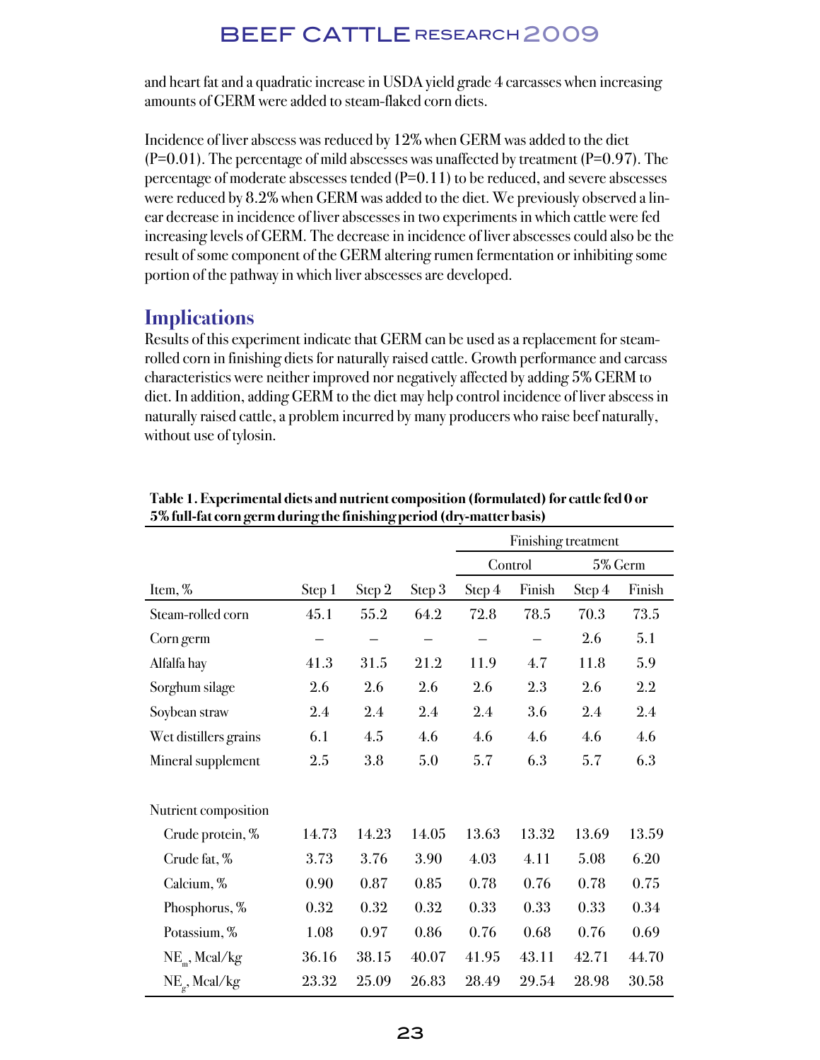and heart fat and a quadratic increase in USDA yield grade 4 carcasses when increasing amounts of GERM were added to steam-flaked corn diets.

Incidence of liver abscess was reduced by 12% when GERM was added to the diet (P=0.01). The percentage of mild abscesses was unaffected by treatment (P=0.97). The percentage of moderate abscesses tended (P=0.11) to be reduced, and severe abscesses were reduced by 8.2% when GERM was added to the diet. We previously observed a linear decrease in incidence of liver abscesses in two experiments in which cattle were fed increasing levels of GERM. The decrease in incidence of liver abscesses could also be the result of some component of the GERM altering rumen fermentation or inhibiting some portion of the pathway in which liver abscesses are developed.

## Implications

Results of this experiment indicate that GERM can be used as a replacement for steam-rolled corn in finishing diets for naturally raised cattle. Growth performance and carcass characteristics were neither improved nor negatively affected by adding 5% GERM to diet. In addition, adding GERM to the diet may help control incidence of liver abscess in naturally raised cattle, a problem incurred by many producers who raise beef naturally, without use of tylosin.

**Table 1. Experimental diets and nutrient composition (formulated) for cattle fed 0 or 5% full-fat corn germ during the finishing period (dry-matter basis)**

| | | | | Finishing treatment | | | |
|---|---|---|---|---|---|---|---|
| | | | | Control | | 5% Germ | |
| Item, % | Step 1 | Step 2 | Step 3 | Step 4 | Finish | Step 4 | Finish |
| Steam-rolled corn | 45.1 | 55.2 | 64.2 | 72.8 | 78.5 | 70.3 | 73.5 |
| Corn germ | – | – | – | – | – | 2.6 | 5.1 |
| Alfalfa hay | 41.3 | 31.5 | 21.2 | 11.9 | 4.7 | 11.8 | 5.9 |
| Sorghum silage | 2.6 | 2.6 | 2.6 | 2.6 | 2.3 | 2.6 | 2.2 |
| Soybean straw | 2.4 | 2.4 | 2.4 | 2.4 | 3.6 | 2.4 | 2.4 |
| Wet distillers grains | 6.1 | 4.5 | 4.6 | 4.6 | 4.6 | 4.6 | 4.6 |
| Mineral supplement | 2.5 | 3.8 | 5.0 | 5.7 | 6.3 | 5.7 | 6.3 |
| | | | | | | | |
| Nutrient composition | | | | | | | |
| Crude protein, % | 14.73 | 14.23 | 14.05 | 13.63 | 13.32 | 13.69 | 13.59 |
| Crude fat, % | 3.73 | 3.76 | 3.90 | 4.03 | 4.11 | 5.08 | 6.20 |
| Calcium, % | 0.90 | 0.87 | 0.85 | 0.78 | 0.76 | 0.78 | 0.75 |
| Phosphorus, % | 0.32 | 0.32 | 0.32 | 0.33 | 0.33 | 0.33 | 0.34 |
| Potassium, % | 1.08 | 0.97 | 0.86 | 0.76 | 0.68 | 0.76 | 0.69 |
| $NE_m$, Mcal/kg | 36.16 | 38.15 | 40.07 | 41.95 | 43.11 | 42.71 | 44.70 |
| $NE_g$, Mcal/kg | 23.32 | 25.09 | 26.83 | 28.49 | 29.54 | 28.98 | 30.58 |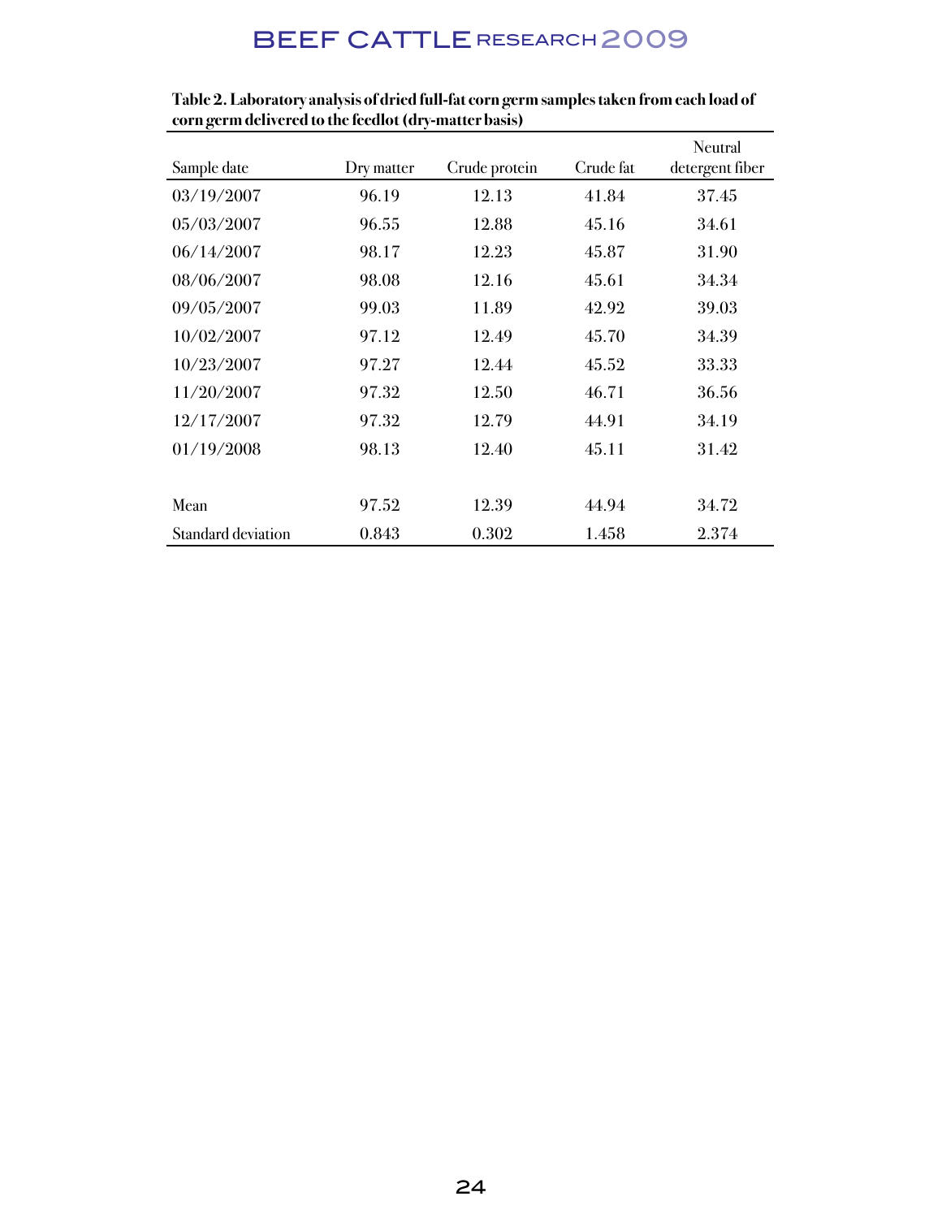**Table 2. Laboratory analysis of dried full-fat corn germ samples taken from each load of corn germ delivered to the feedlot (dry-matter basis)**

| Sample date | Dry matter | Crude protein | Crude fat | Neutral detergent fiber |
|---|---|---|---|---|
| 03/19/2007 | 96.19 | 12.13 | 41.84 | 37.45 |
| 05/03/2007 | 96.55 | 12.88 | 45.16 | 34.61 |
| 06/14/2007 | 98.17 | 12.23 | 45.87 | 31.90 |
| 08/06/2007 | 98.08 | 12.16 | 45.61 | 34.34 |
| 09/05/2007 | 99.03 | 11.89 | 42.92 | 39.03 |
| 10/02/2007 | 97.12 | 12.49 | 45.70 | 34.39 |
| 10/23/2007 | 97.27 | 12.44 | 45.52 | 33.33 |
| 11/20/2007 | 97.32 | 12.50 | 46.71 | 36.56 |
| 12/17/2007 | 97.32 | 12.79 | 44.91 | 34.19 |
| 01/19/2008 | 98.13 | 12.40 | 45.11 | 31.42 |
| | | | | |
| Mean | 97.52 | 12.39 | 44.94 | 34.72 |
| Standard deviation | 0.843 | 0.302 | 1.458 | 2.374 |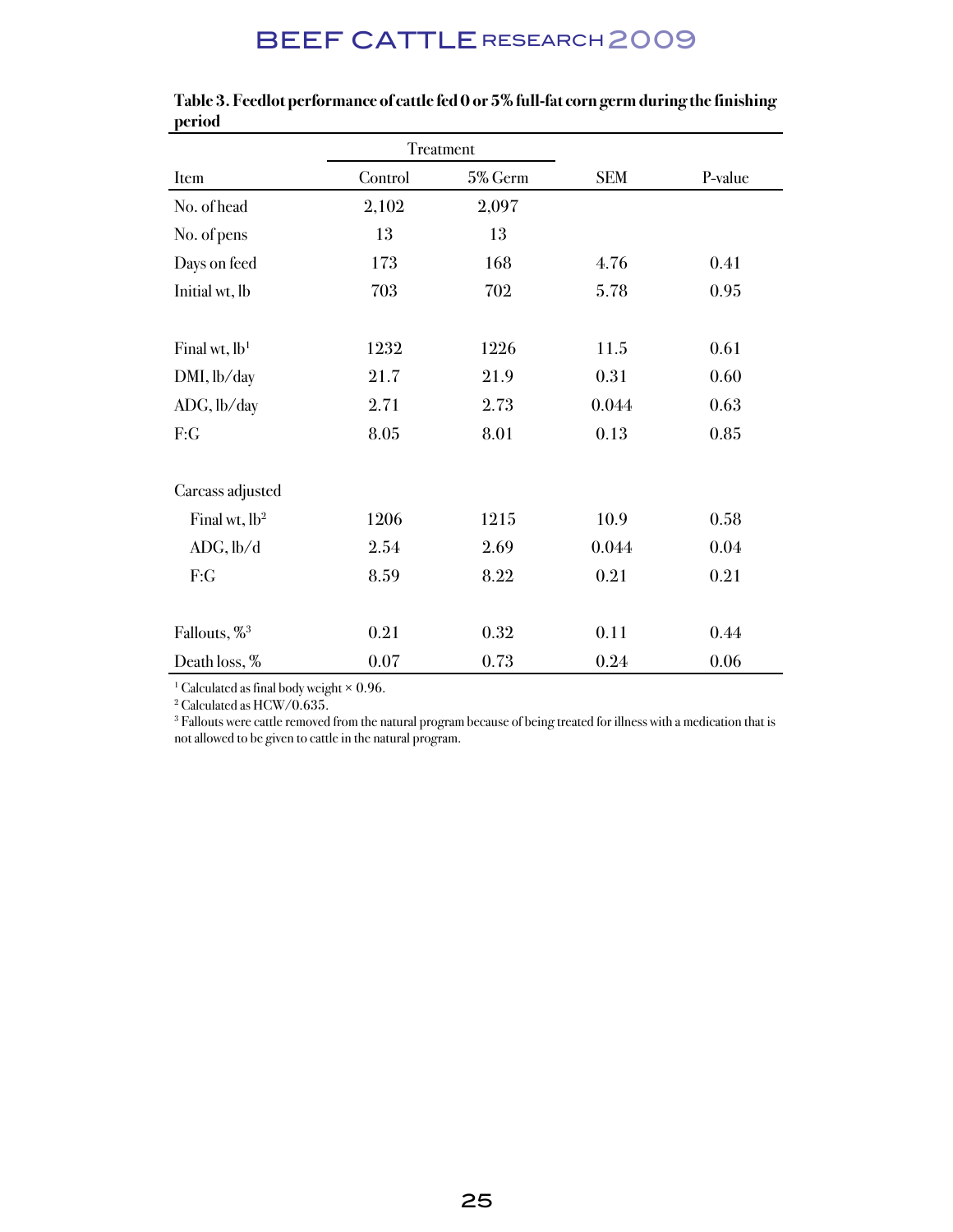**Table 3. Feedlot performance of cattle fed 0 or 5% full-fat corn germ during the finishing period**

| | Treatment | | | |
|---|---|---|---|---|
| Item | Control | 5% Germ | SEM | P-value |
| No. of head | 2,102 | 2,097 | | |
| No. of pens | 13 | 13 | | |
| Days on feed | 173 | 168 | 4.76 | 0.41 |
| Initial wt, lb | 703 | 702 | 5.78 | 0.95 |
| | | | | |
| Final wt, lb[1] | 1232 | 1226 | 11.5 | 0.61 |
| DMI, lb/day | 21.7 | 21.9 | 0.31 | 0.60 |
| ADG, lb/day | 2.71 | 2.73 | 0.044 | 0.63 |
| F:G | 8.05 | 8.01 | 0.13 | 0.85 |
| | | | | |
| Carcass adjusted | | | | |
| Final wt, lb[2] | 1206 | 1215 | 10.9 | 0.58 |
| ADG, lb/d | 2.54 | 2.69 | 0.044 | 0.04 |
| F:G | 8.59 | 8.22 | 0.21 | 0.21 |
| | | | | |
| Fallouts, %[3] | 0.21 | 0.32 | 0.11 | 0.44 |
| Death loss, % | 0.07 | 0.73 | 0.24 | 0.06 |

[1] Calculated as final body weight × 0.96.

[2] Calculated as HCW/0.635.

[3] Fallouts were cattle removed from the natural program because of being treated for illness with a medication that is not allowed to be given to cattle in the natural program.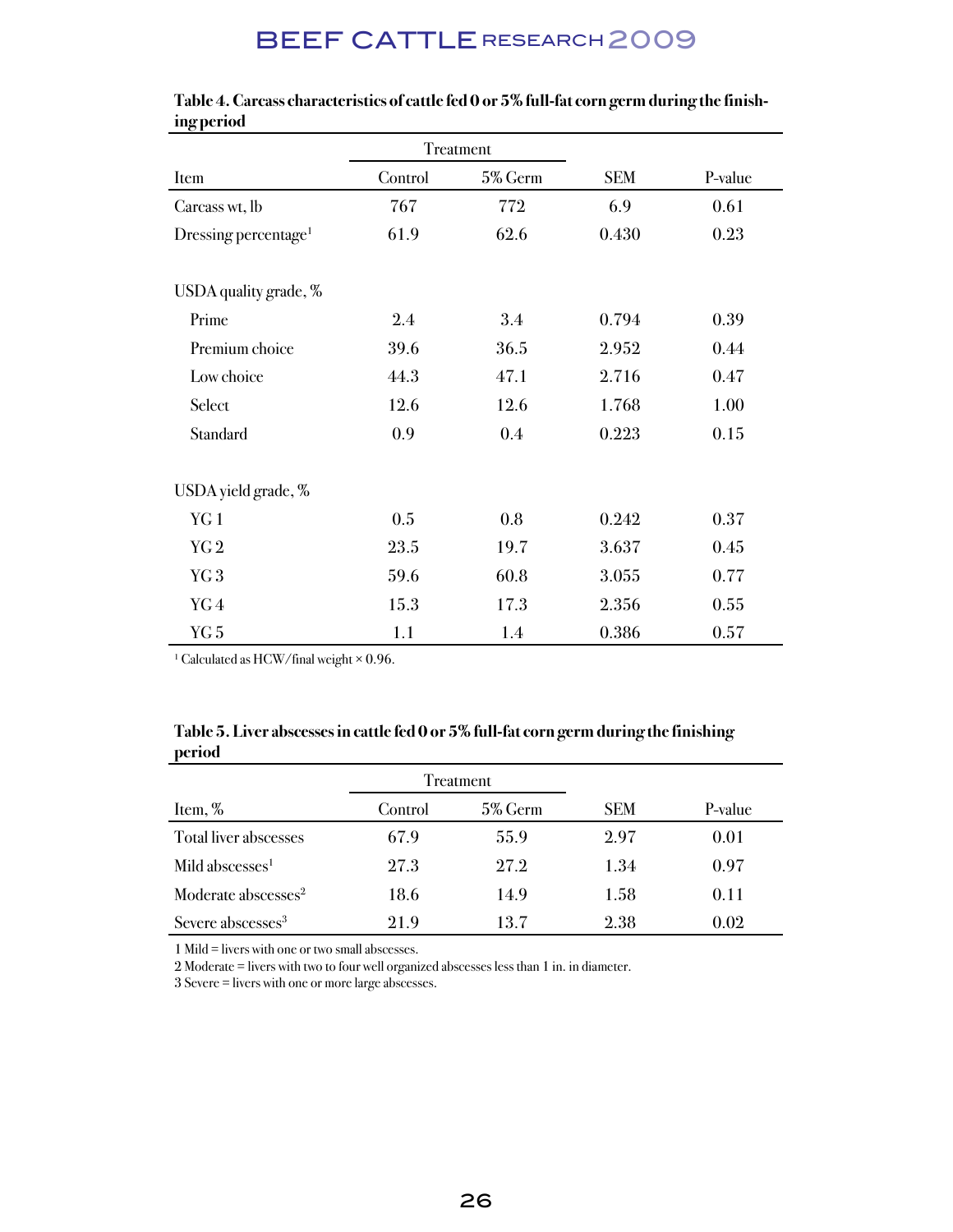**Table 4. Carcass characteristics of cattle fed 0 or 5% full-fat corn germ during the finishing period**

| | Treatment | | | |
|---|---|---|---|---|
| Item | Control | 5% Germ | SEM | P-value |
| Carcass wt, lb | 767 | 772 | 6.9 | 0.61 |
| Dressing percentage[1] | 61.9 | 62.6 | 0.430 | 0.23 |
| USDA quality grade, % | | | | |
| Prime | 2.4 | 3.4 | 0.794 | 0.39 |
| Premium choice | 39.6 | 36.5 | 2.952 | 0.44 |
| Low choice | 44.3 | 47.1 | 2.716 | 0.47 |
| Select | 12.6 | 12.6 | 1.768 | 1.00 |
| Standard | 0.9 | 0.4 | 0.223 | 0.15 |
| USDA yield grade, % | | | | |
| YG 1 | 0.5 | 0.8 | 0.242 | 0.37 |
| YG 2 | 23.5 | 19.7 | 3.637 | 0.45 |
| YG 3 | 59.6 | 60.8 | 3.055 | 0.77 |
| YG 4 | 15.3 | 17.3 | 2.356 | 0.55 |
| YG 5 | 1.1 | 1.4 | 0.386 | 0.57 |

[1] Calculated as HCW/final weight × 0.96.

**Table 5. Liver abscesses in cattle fed 0 or 5% full-fat corn germ during the finishing period**

| | Treatment | | | |
|---|---|---|---|---|
| Item, % | Control | 5% Germ | SEM | P-value |
| Total liver abscesses | 67.9 | 55.9 | 2.97 | 0.01 |
| Mild abscesses[1] | 27.3 | 27.2 | 1.34 | 0.97 |
| Moderate abscesses[2] | 18.6 | 14.9 | 1.58 | 0.11 |
| Severe abscesses[3] | 21.9 | 13.7 | 2.38 | 0.02 |

1 Mild = livers with one or two small abscesses.
2 Moderate = livers with two to four well organized abscesses less than 1 in. in diameter.
3 Severe = livers with one or more large abscesses.